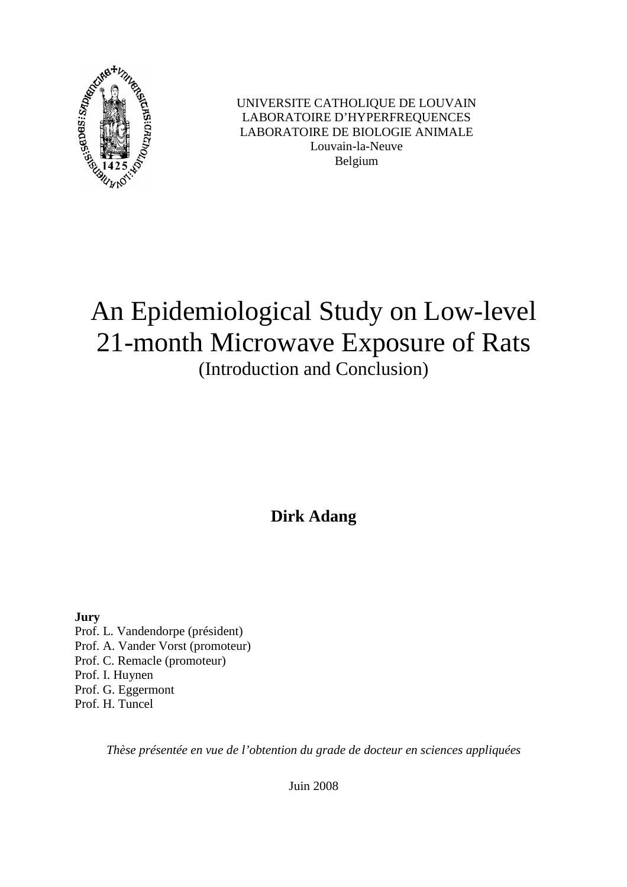UNIVERSITE CATHOLIQUE DE LOUVAIN
LABORATOIRE D'HYPERFREQUENCES
LABORATOIRE DE BIOLOGIE ANIMALE
Louvain-la-Neuve
Belgium

# An Epidemiological Study on Low-level 21-month Microwave Exposure of Rats

(Introduction and Conclusion)

**Dirk Adang**

**Jury**
Prof. L. Vandendorpe (président)
Prof. A. Vander Vorst (promoteur)
Prof. C. Remacle (promoteur)
Prof. I. Huynen
Prof. G. Eggermont
Prof. H. Tuncel

*Thèse présentée en vue de l'obtention du grade de docteur en sciences appliquées*

Juin 2008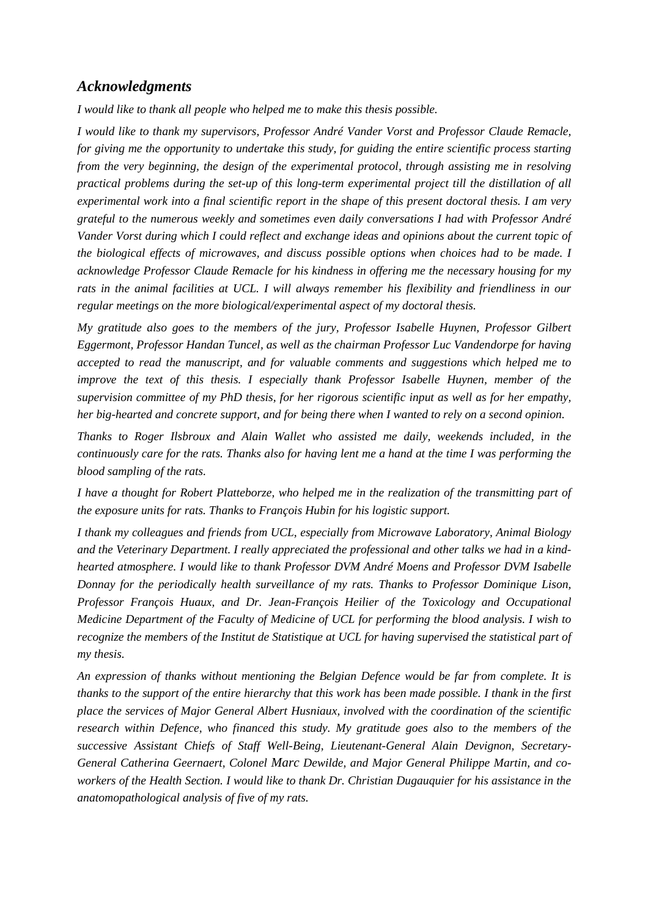## *Acknowledgments*

*I would like to thank all people who helped me to make this thesis possible.*

*I would like to thank my supervisors, Professor André Vander Vorst and Professor Claude Remacle, for giving me the opportunity to undertake this study, for guiding the entire scientific process starting from the very beginning, the design of the experimental protocol, through assisting me in resolving practical problems during the set-up of this long-term experimental project till the distillation of all experimental work into a final scientific report in the shape of this present doctoral thesis. I am very grateful to the numerous weekly and sometimes even daily conversations I had with Professor André Vander Vorst during which I could reflect and exchange ideas and opinions about the current topic of the biological effects of microwaves, and discuss possible options when choices had to be made. I acknowledge Professor Claude Remacle for his kindness in offering me the necessary housing for my rats in the animal facilities at UCL. I will always remember his flexibility and friendliness in our regular meetings on the more biological/experimental aspect of my doctoral thesis.*

*My gratitude also goes to the members of the jury, Professor Isabelle Huynen, Professor Gilbert Eggermont, Professor Handan Tuncel, as well as the chairman Professor Luc Vandendorpe for having accepted to read the manuscript, and for valuable comments and suggestions which helped me to improve the text of this thesis. I especially thank Professor Isabelle Huynen, member of the supervision committee of my PhD thesis, for her rigorous scientific input as well as for her empathy, her big-hearted and concrete support, and for being there when I wanted to rely on a second opinion.*

*Thanks to Roger Ilsbroux and Alain Wallet who assisted me daily, weekends included, in the continuously care for the rats. Thanks also for having lent me a hand at the time I was performing the blood sampling of the rats.*

*I have a thought for Robert Platteborze, who helped me in the realization of the transmitting part of the exposure units for rats. Thanks to François Hubin for his logistic support.*

*I thank my colleagues and friends from UCL, especially from Microwave Laboratory, Animal Biology and the Veterinary Department. I really appreciated the professional and other talks we had in a kind-hearted atmosphere. I would like to thank Professor DVM André Moens and Professor DVM Isabelle Donnay for the periodically health surveillance of my rats. Thanks to Professor Dominique Lison, Professor François Huaux, and Dr. Jean-François Heilier of the Toxicology and Occupational Medicine Department of the Faculty of Medicine of UCL for performing the blood analysis. I wish to recognize the members of the Institut de Statistique at UCL for having supervised the statistical part of my thesis.*

*An expression of thanks without mentioning the Belgian Defence would be far from complete. It is thanks to the support of the entire hierarchy that this work has been made possible. I thank in the first place the services of Major General Albert Husniaux, involved with the coordination of the scientific research within Defence, who financed this study. My gratitude goes also to the members of the successive Assistant Chiefs of Staff Well-Being, Lieutenant-General Alain Devignon, Secretary-General Catherina Geernaert, Colonel Marc Dewilde, and Major General Philippe Martin, and co-workers of the Health Section. I would like to thank Dr. Christian Dugauquier for his assistance in the anatomopathological analysis of five of my rats.*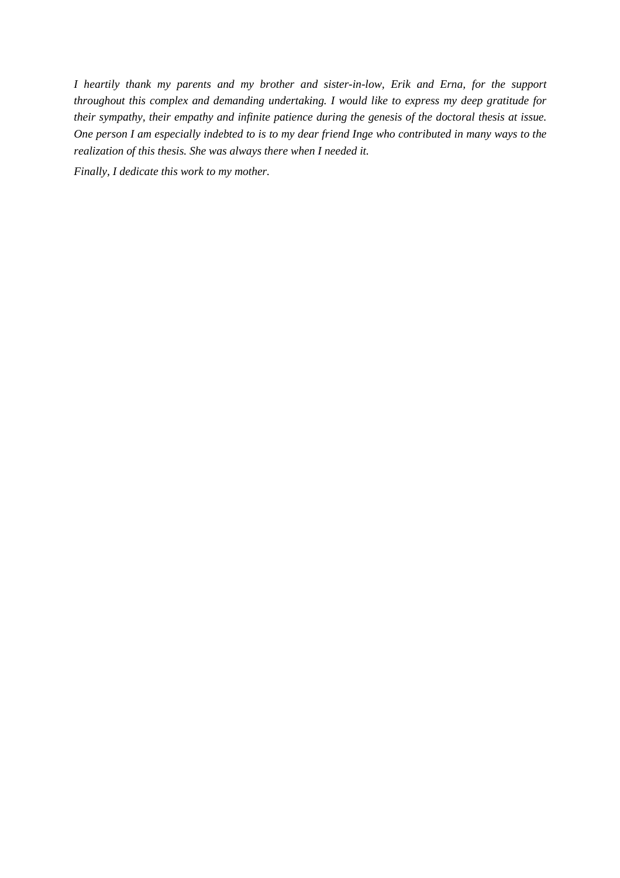*I heartily thank my parents and my brother and sister-in-low, Erik and Erna, for the support throughout this complex and demanding undertaking. I would like to express my deep gratitude for their sympathy, their empathy and infinite patience during the genesis of the doctoral thesis at issue. One person I am especially indebted to is to my dear friend Inge who contributed in many ways to the realization of this thesis. She was always there when I needed it.*

*Finally, I dedicate this work to my mother.*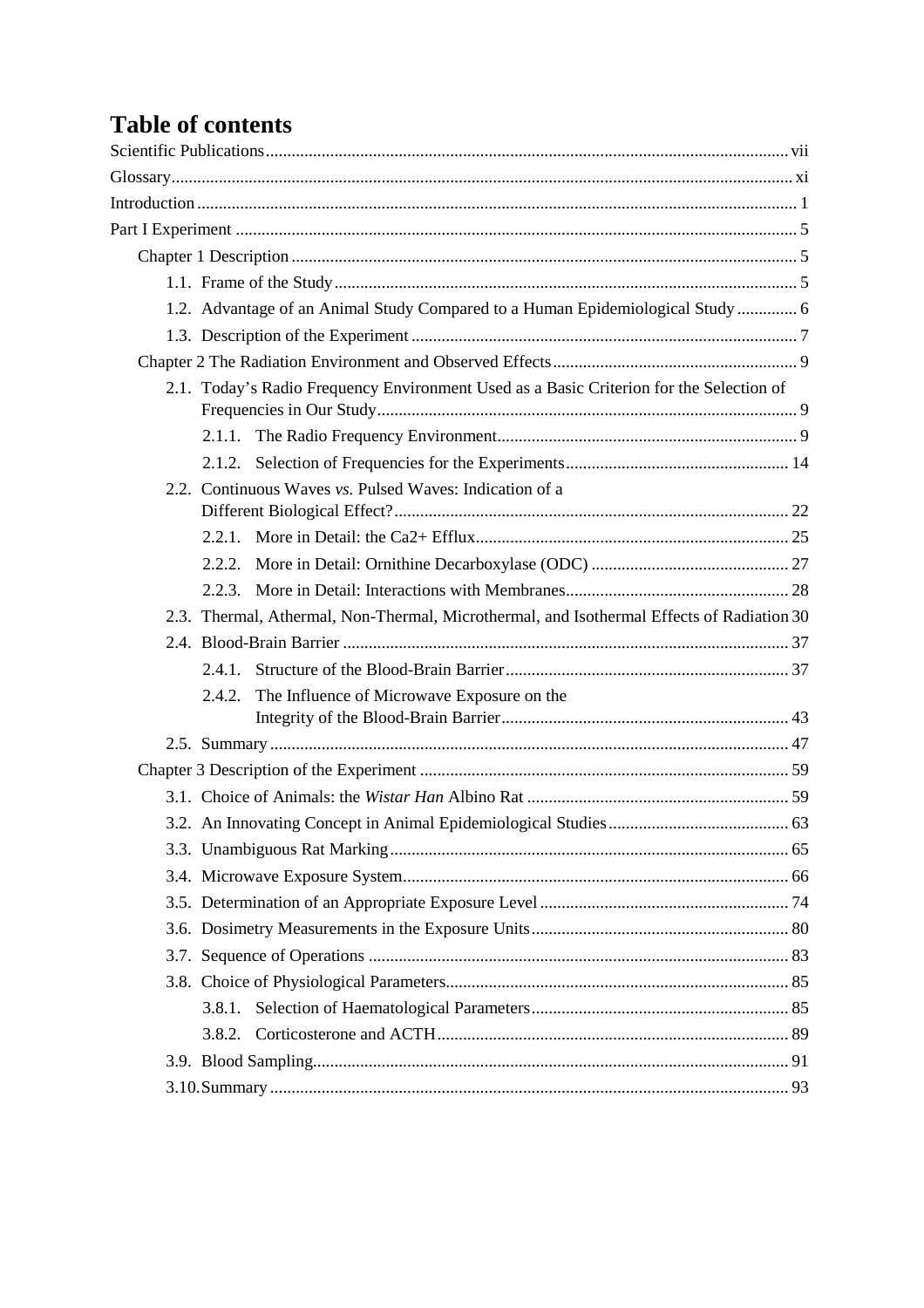# Table of contents

Scientific Publications ... vii

Glossary ... xi

Introduction ... 1

Part I Experiment ... 5

- Chapter 1 Description ... 5
  - 1.1. Frame of the Study ... 5
  - 1.2. Advantage of an Animal Study Compared to a Human Epidemiological Study ... 6
  - 1.3. Description of the Experiment ... 7
- Chapter 2 The Radiation Environment and Observed Effects ... 9
  - 2.1. Today's Radio Frequency Environment Used as a Basic Criterion for the Selection of Frequencies in Our Study ... 9
    - 2.1.1. The Radio Frequency Environment ... 9
    - 2.1.2. Selection of Frequencies for the Experiments ... 14
  - 2.2. Continuous Waves *vs.* Pulsed Waves: Indication of a Different Biological Effect? ... 22
    - 2.2.1. More in Detail: the Ca2+ Efflux ... 25
    - 2.2.2. More in Detail: Ornithine Decarboxylase (ODC) ... 27
    - 2.2.3. More in Detail: Interactions with Membranes ... 28
  - 2.3. Thermal, Athermal, Non-Thermal, Microthermal, and Isothermal Effects of Radiation ... 30
  - 2.4. Blood-Brain Barrier ... 37
    - 2.4.1. Structure of the Blood-Brain Barrier ... 37
    - 2.4.2. The Influence of Microwave Exposure on the Integrity of the Blood-Brain Barrier ... 43
  - 2.5. Summary ... 47
- Chapter 3 Description of the Experiment ... 59
  - 3.1. Choice of Animals: the *Wistar Han* Albino Rat ... 59
  - 3.2. An Innovating Concept in Animal Epidemiological Studies ... 63
  - 3.3. Unambiguous Rat Marking ... 65
  - 3.4. Microwave Exposure System ... 66
  - 3.5. Determination of an Appropriate Exposure Level ... 74
  - 3.6. Dosimetry Measurements in the Exposure Units ... 80
  - 3.7. Sequence of Operations ... 83
  - 3.8. Choice of Physiological Parameters ... 85
    - 3.8.1. Selection of Haematological Parameters ... 85
    - 3.8.2. Corticosterone and ACTH ... 89
  - 3.9. Blood Sampling ... 91
  - 3.10. Summary ... 93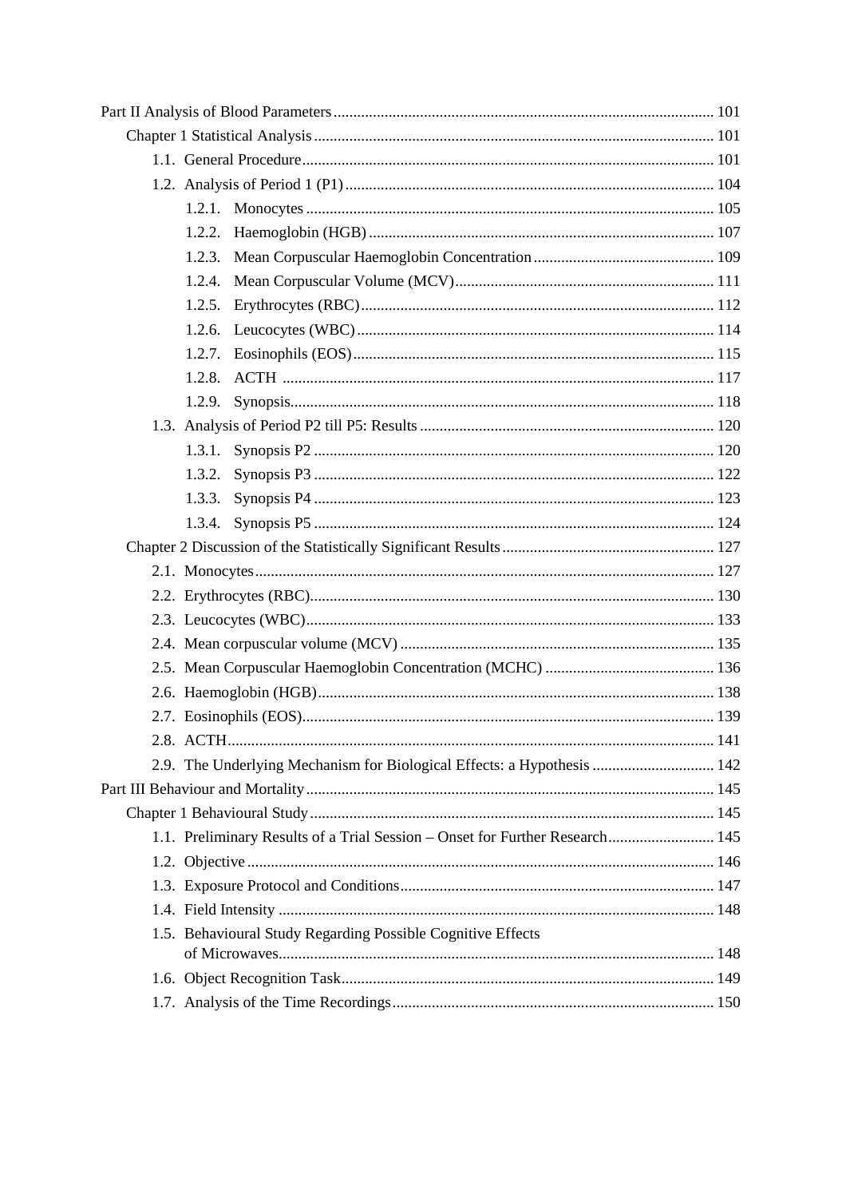Part II Analysis of Blood Parameters ..... 101

- Chapter 1 Statistical Analysis ..... 101
  - 1.1. General Procedure ..... 101
  - 1.2. Analysis of Period 1 (P1) ..... 104
    - 1.2.1. Monocytes ..... 105
    - 1.2.2. Haemoglobin (HGB) ..... 107
    - 1.2.3. Mean Corpuscular Haemoglobin Concentration ..... 109
    - 1.2.4. Mean Corpuscular Volume (MCV) ..... 111
    - 1.2.5. Erythrocytes (RBC) ..... 112
    - 1.2.6. Leucocytes (WBC) ..... 114
    - 1.2.7. Eosinophils (EOS) ..... 115
    - 1.2.8. ACTH ..... 117
    - 1.2.9. Synopsis ..... 118
  - 1.3. Analysis of Period P2 till P5: Results ..... 120
    - 1.3.1. Synopsis P2 ..... 120
    - 1.3.2. Synopsis P3 ..... 122
    - 1.3.3. Synopsis P4 ..... 123
    - 1.3.4. Synopsis P5 ..... 124
- Chapter 2 Discussion of the Statistically Significant Results ..... 127
  - 2.1. Monocytes ..... 127
  - 2.2. Erythrocytes (RBC) ..... 130
  - 2.3. Leucocytes (WBC) ..... 133
  - 2.4. Mean corpuscular volume (MCV) ..... 135
  - 2.5. Mean Corpuscular Haemoglobin Concentration (MCHC) ..... 136
  - 2.6. Haemoglobin (HGB) ..... 138
  - 2.7. Eosinophils (EOS) ..... 139
  - 2.8. ACTH ..... 141
  - 2.9. The Underlying Mechanism for Biological Effects: a Hypothesis ..... 142

Part III Behaviour and Mortality ..... 145

- Chapter 1 Behavioural Study ..... 145
  - 1.1. Preliminary Results of a Trial Session – Onset for Further Research ..... 145
  - 1.2. Objective ..... 146
  - 1.3. Exposure Protocol and Conditions ..... 147
  - 1.4. Field Intensity ..... 148
  - 1.5. Behavioural Study Regarding Possible Cognitive Effects of Microwaves ..... 148
  - 1.6. Object Recognition Task ..... 149
  - 1.7. Analysis of the Time Recordings ..... 150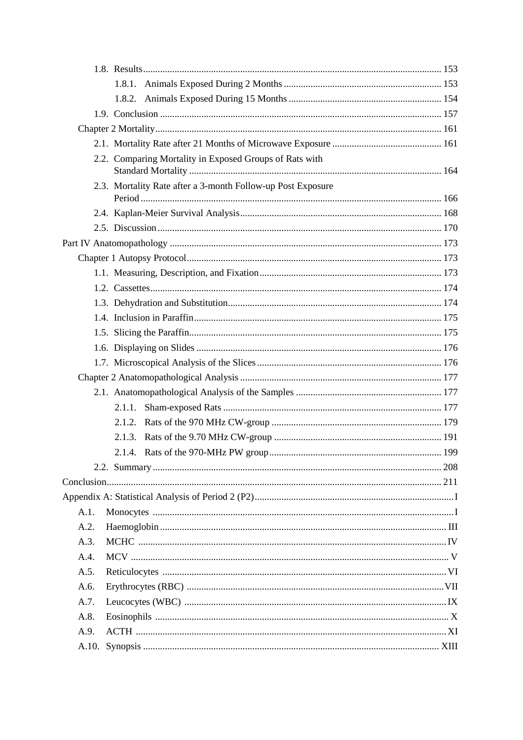- 1.8. Results ... 153
    - 1.8.1. Animals Exposed During 2 Months ... 153
    - 1.8.2. Animals Exposed During 15 Months ... 154
- 1.9. Conclusion ... 157

Chapter 2 Mortality ... 161

- 2.1. Mortality Rate after 21 Months of Microwave Exposure ... 161
- 2.2. Comparing Mortality in Exposed Groups of Rats with Standard Mortality ... 164
- 2.3. Mortality Rate after a 3-month Follow-up Post Exposure Period ... 166
- 2.4. Kaplan-Meier Survival Analysis ... 168
- 2.5. Discussion ... 170

Part IV Anatomopathology ... 173

Chapter 1 Autopsy Protocol ... 173

- 1.1. Measuring, Description, and Fixation ... 173
- 1.2. Cassettes ... 174
- 1.3. Dehydration and Substitution ... 174
- 1.4. Inclusion in Paraffin ... 175
- 1.5. Slicing the Paraffin ... 175
- 1.6. Displaying on Slides ... 176
- 1.7. Microscopical Analysis of the Slices ... 176

Chapter 2 Anatomopathological Analysis ... 177

- 2.1. Anatomopathological Analysis of the Samples ... 177
    - 2.1.1. Sham-exposed Rats ... 177
    - 2.1.2. Rats of the 970 MHz CW-group ... 179
    - 2.1.3. Rats of the 9.70 MHz CW-group ... 191
    - 2.1.4. Rats of the 970-MHz PW group ... 199
- 2.2. Summary ... 208

Conclusion ... 211

Appendix A: Statistical Analysis of Period 2 (P2) ... I

- A.1. Monocytes ... I
- A.2. Haemoglobin ... III
- A.3. MCHC ... IV
- A.4. MCV ... V
- A.5. Reticulocytes ... VI
- A.6. Erythrocytes (RBC) ... VII
- A.7. Leucocytes (WBC) ... IX
- A.8. Eosinophils ... X
- A.9. ACTH ... XI
- A.10. Synopsis ... XIII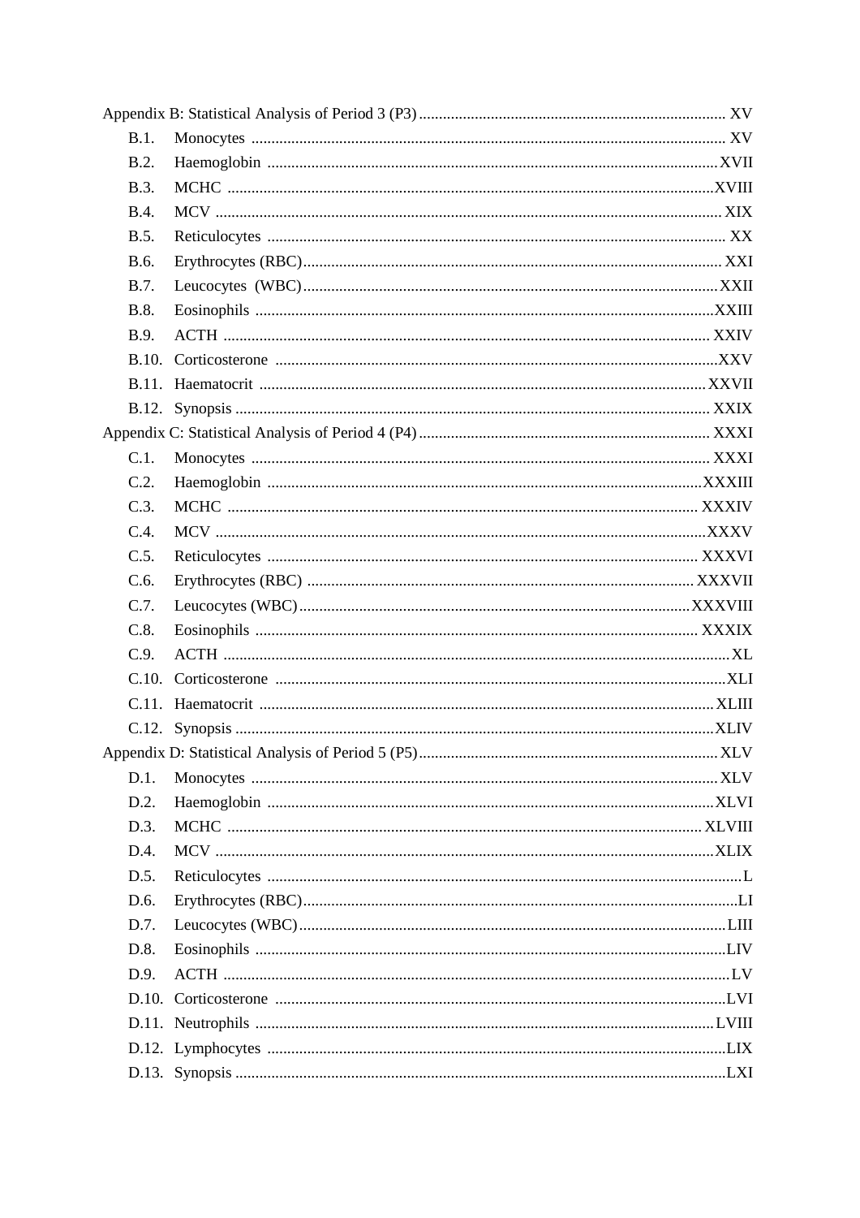Appendix B: Statistical Analysis of Period 3 (P3) ........ XV

- B.1. Monocytes ........ XV
- B.2. Haemoglobin ........ XVII
- B.3. MCHC ........ XVIII
- B.4. MCV ........ XIX
- B.5. Reticulocytes ........ XX
- B.6. Erythrocytes (RBC) ........ XXI
- B.7. Leucocytes (WBC) ........ XXII
- B.8. Eosinophils ........ XXIII
- B.9. ACTH ........ XXIV
- B.10. Corticosterone ........ XXV
- B.11. Haematocrit ........ XXVII
- B.12. Synopsis ........ XXIX

Appendix C: Statistical Analysis of Period 4 (P4) ........ XXXI

- C.1. Monocytes ........ XXXI
- C.2. Haemoglobin ........ XXXIII
- C.3. MCHC ........ XXXIV
- C.4. MCV ........ XXXV
- C.5. Reticulocytes ........ XXXVI
- C.6. Erythrocytes (RBC) ........ XXXVII
- C.7. Leucocytes (WBC) ........ XXXVIII
- C.8. Eosinophils ........ XXXIX
- C.9. ACTH ........ XL
- C.10. Corticosterone ........ XLI
- C.11. Haematocrit ........ XLIII
- C.12. Synopsis ........ XLIV

Appendix D: Statistical Analysis of Period 5 (P5) ........ XLV

- D.1. Monocytes ........ XLV
- D.2. Haemoglobin ........ XLVI
- D.3. MCHC ........ XLVIII
- D.4. MCV ........ XLIX
- D.5. Reticulocytes ........ L
- D.6. Erythrocytes (RBC) ........ LI
- D.7. Leucocytes (WBC) ........ LIII
- D.8. Eosinophils ........ LIV
- D.9. ACTH ........ LV
- D.10. Corticosterone ........ LVI
- D.11. Neutrophils ........ LVIII
- D.12. Lymphocytes ........ LIX
- D.13. Synopsis ........ LXI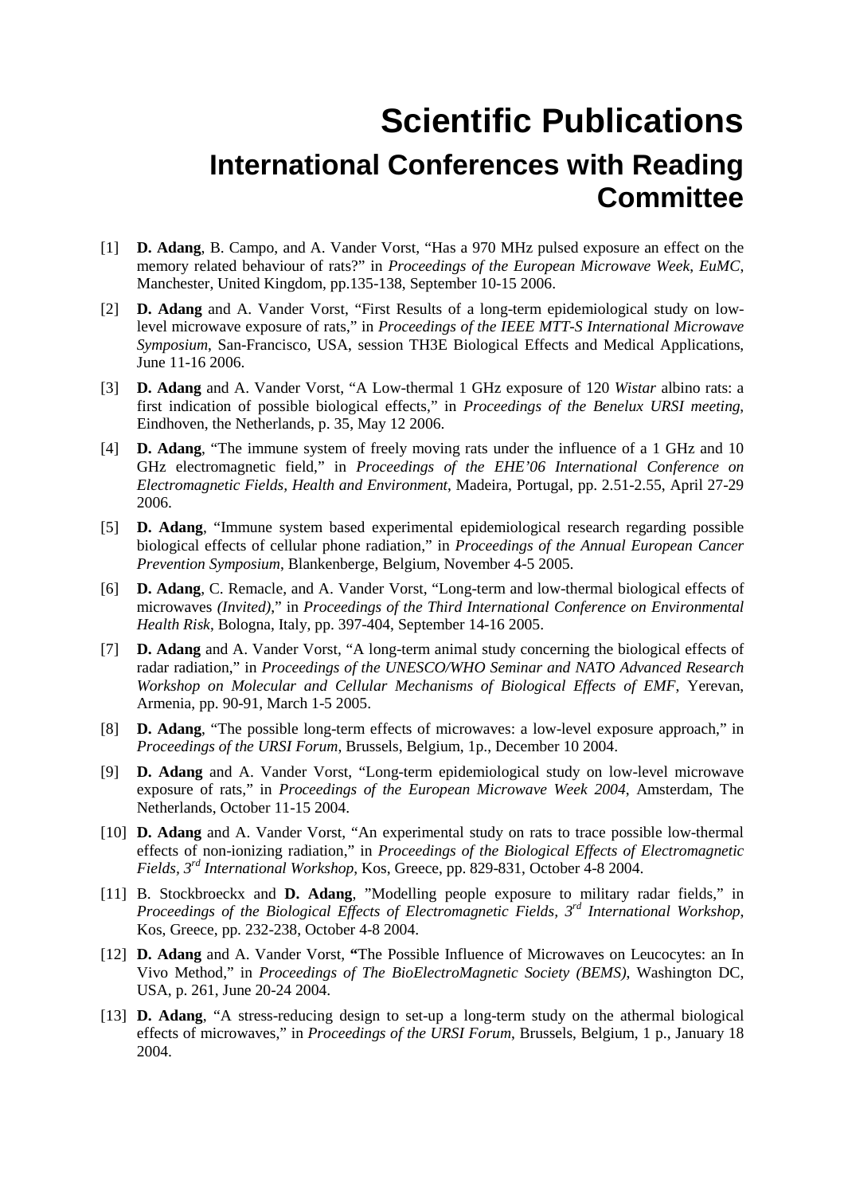# Scientific Publications

## International Conferences with Reading Committee

[1] **D. Adang**, B. Campo, and A. Vander Vorst, “Has a 970 MHz pulsed exposure an effect on the memory related behaviour of rats?” in *Proceedings of the European Microwave Week, EuMC*, Manchester, United Kingdom, pp.135-138, September 10-15 2006.

[2] **D. Adang** and A. Vander Vorst, “First Results of a long-term epidemiological study on low-level microwave exposure of rats,” in *Proceedings of the IEEE MTT-S International Microwave Symposium*, San-Francisco, USA, session TH3E Biological Effects and Medical Applications, June 11-16 2006.

[3] **D. Adang** and A. Vander Vorst, “A Low-thermal 1 GHz exposure of 120 *Wistar* albino rats: a first indication of possible biological effects,” in *Proceedings of the Benelux URSI meeting*, Eindhoven, the Netherlands, p. 35, May 12 2006.

[4] **D. Adang**, “The immune system of freely moving rats under the influence of a 1 GHz and 10 GHz electromagnetic field,” in *Proceedings of the EHE’06 International Conference on Electromagnetic Fields, Health and Environment*, Madeira, Portugal, pp. 2.51-2.55, April 27-29 2006.

[5] **D. Adang**, “Immune system based experimental epidemiological research regarding possible biological effects of cellular phone radiation,” in *Proceedings of the Annual European Cancer Prevention Symposium*, Blankenberge, Belgium, November 4-5 2005.

[6] **D. Adang**, C. Remacle, and A. Vander Vorst, “Long-term and low-thermal biological effects of microwaves *(Invited)*,” in *Proceedings of the Third International Conference on Environmental Health Risk*, Bologna, Italy, pp. 397-404, September 14-16 2005.

[7] **D. Adang** and A. Vander Vorst, “A long-term animal study concerning the biological effects of radar radiation,” in *Proceedings of the UNESCO/WHO Seminar and NATO Advanced Research Workshop on Molecular and Cellular Mechanisms of Biological Effects of EMF*, Yerevan, Armenia, pp. 90-91, March 1-5 2005.

[8] **D. Adang**, “The possible long-term effects of microwaves: a low-level exposure approach,” in *Proceedings of the URSI Forum*, Brussels, Belgium, 1p., December 10 2004.

[9] **D. Adang** and A. Vander Vorst, “Long-term epidemiological study on low-level microwave exposure of rats,” in *Proceedings of the European Microwave Week 2004*, Amsterdam, The Netherlands, October 11-15 2004.

[10] **D. Adang** and A. Vander Vorst, “An experimental study on rats to trace possible low-thermal effects of non-ionizing radiation,” in *Proceedings of the Biological Effects of Electromagnetic Fields, 3rd International Workshop*, Kos, Greece, pp. 829-831, October 4-8 2004.

[11] B. Stockbroeckx and **D. Adang**, ”Modelling people exposure to military radar fields,” in *Proceedings of the Biological Effects of Electromagnetic Fields, 3rd International Workshop*, Kos, Greece, pp. 232-238, October 4-8 2004.

[12] **D. Adang** and A. Vander Vorst, **“**The Possible Influence of Microwaves on Leucocytes: an In Vivo Method,” in *Proceedings of The BioElectroMagnetic Society (BEMS)*, Washington DC, USA, p. 261, June 20-24 2004.

[13] **D. Adang**, “A stress-reducing design to set-up a long-term study on the athermal biological effects of microwaves,” in *Proceedings of the URSI Forum*, Brussels, Belgium, 1 p., January 18 2004.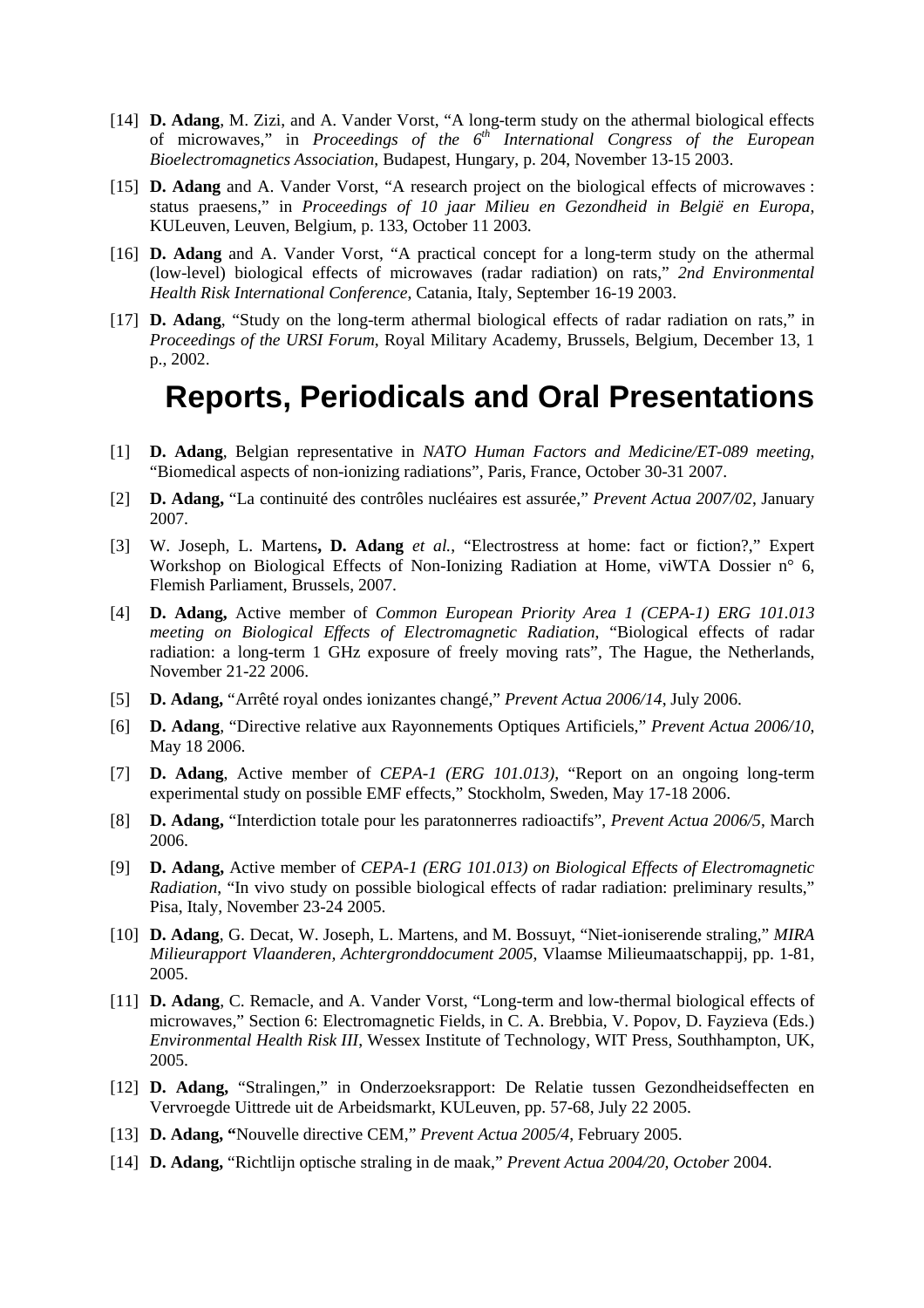[14] **D. Adang**, M. Zizi, and A. Vander Vorst, "A long-term study on the athermal biological effects of microwaves," in *Proceedings of the 6th International Congress of the European Bioelectromagnetics Association*, Budapest, Hungary, p. 204, November 13-15 2003.

[15] **D. Adang** and A. Vander Vorst, "A research project on the biological effects of microwaves : status praesens," in *Proceedings of 10 jaar Milieu en Gezondheid in België en Europa*, KULeuven, Leuven, Belgium, p. 133, October 11 2003.

[16] **D. Adang** and A. Vander Vorst, "A practical concept for a long-term study on the athermal (low-level) biological effects of microwaves (radar radiation) on rats," *2nd Environmental Health Risk International Conference*, Catania, Italy, September 16-19 2003.

[17] **D. Adang**, "Study on the long-term athermal biological effects of radar radiation on rats," in *Proceedings of the URSI Forum*, Royal Military Academy, Brussels, Belgium, December 13, 1 p., 2002.

# Reports, Periodicals and Oral Presentations

[1] **D. Adang**, Belgian representative in *NATO Human Factors and Medicine/ET-089 meeting*, "Biomedical aspects of non-ionizing radiations", Paris, France, October 30-31 2007.

[2] **D. Adang,** "La continuité des contrôles nucléaires est assurée," *Prevent Actua 2007/02*, January 2007.

[3] W. Joseph, L. Martens**, D. Adang** *et al.*, "Electrostress at home: fact or fiction?," Expert Workshop on Biological Effects of Non-Ionizing Radiation at Home, viWTA Dossier n° 6, Flemish Parliament, Brussels, 2007.

[4] **D. Adang,** Active member of *Common European Priority Area 1 (CEPA-1) ERG 101.013 meeting on Biological Effects of Electromagnetic Radiation*, "Biological effects of radar radiation: a long-term 1 GHz exposure of freely moving rats", The Hague, the Netherlands, November 21-22 2006.

[5] **D. Adang,** "Arrêté royal ondes ionizantes changé," *Prevent Actua 2006/14*, July 2006.

[6] **D. Adang**, "Directive relative aux Rayonnements Optiques Artificiels," *Prevent Actua 2006/10*, May 18 2006.

[7] **D. Adang**, Active member of *CEPA-1 (ERG 101.013)*, "Report on an ongoing long-term experimental study on possible EMF effects," Stockholm, Sweden, May 17-18 2006.

[8] **D. Adang,** "Interdiction totale pour les paratonnerres radioactifs", *Prevent Actua 2006/5*, March 2006.

[9] **D. Adang,** Active member of *CEPA-1 (ERG 101.013) on Biological Effects of Electromagnetic Radiation*, "In vivo study on possible biological effects of radar radiation: preliminary results," Pisa, Italy, November 23-24 2005.

[10] **D. Adang**, G. Decat, W. Joseph, L. Martens, and M. Bossuyt, "Niet-ioniserende straling," *MIRA Milieurapport Vlaanderen, Achtergronddocument 2005*, Vlaamse Milieumaatschappij, pp. 1-81, 2005.

[11] **D. Adang**, C. Remacle, and A. Vander Vorst, "Long-term and low-thermal biological effects of microwaves," Section 6: Electromagnetic Fields, in C. A. Brebbia, V. Popov, D. Fayzieva (Eds.) *Environmental Health Risk III*, Wessex Institute of Technology, WIT Press, Southhampton, UK, 2005.

[12] **D. Adang,** "Stralingen," in Onderzoeksrapport: De Relatie tussen Gezondheidseffecten en Vervroegde Uittrede uit de Arbeidsmarkt, KULeuven, pp. 57-68, July 22 2005.

[13] **D. Adang, "**Nouvelle directive CEM," *Prevent Actua 2005/4*, February 2005.

[14] **D. Adang,** "Richtlijn optische straling in de maak," *Prevent Actua 2004/20, October* 2004.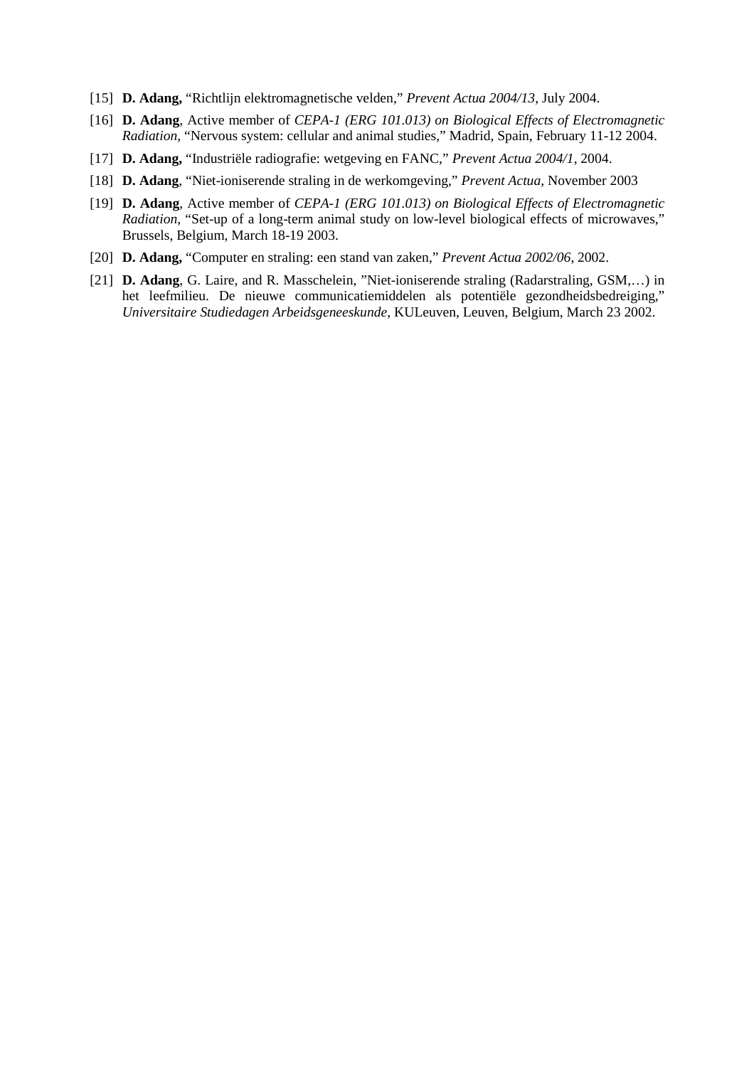[15] **D. Adang,** “Richtlijn elektromagnetische velden,” *Prevent Actua 2004/13*, July 2004.

[16] **D. Adang**, Active member of *CEPA-1 (ERG 101.013) on Biological Effects of Electromagnetic Radiation*, “Nervous system: cellular and animal studies,” Madrid, Spain, February 11-12 2004.

[17] **D. Adang,** “Industriële radiografie: wetgeving en FANC,” *Prevent Actua 2004/1*, 2004.

[18] **D. Adang**, “Niet-ioniserende straling in de werkomgeving,” *Prevent Actua*, November 2003

[19] **D. Adang**, Active member of *CEPA-1 (ERG 101.013) on Biological Effects of Electromagnetic Radiation*, “Set-up of a long-term animal study on low-level biological effects of microwaves,” Brussels, Belgium, March 18-19 2003.

[20] **D. Adang,** “Computer en straling: een stand van zaken,” *Prevent Actua 2002/06*, 2002.

[21] **D. Adang**, G. Laire, and R. Masschelein, ”Niet-ioniserende straling (Radarstraling, GSM,…) in het leefmilieu. De nieuwe communicatiemiddelen als potentiële gezondheidsbedreiging,” *Universitaire Studiedagen Arbeidsgeneeskunde*, KULeuven, Leuven, Belgium, March 23 2002.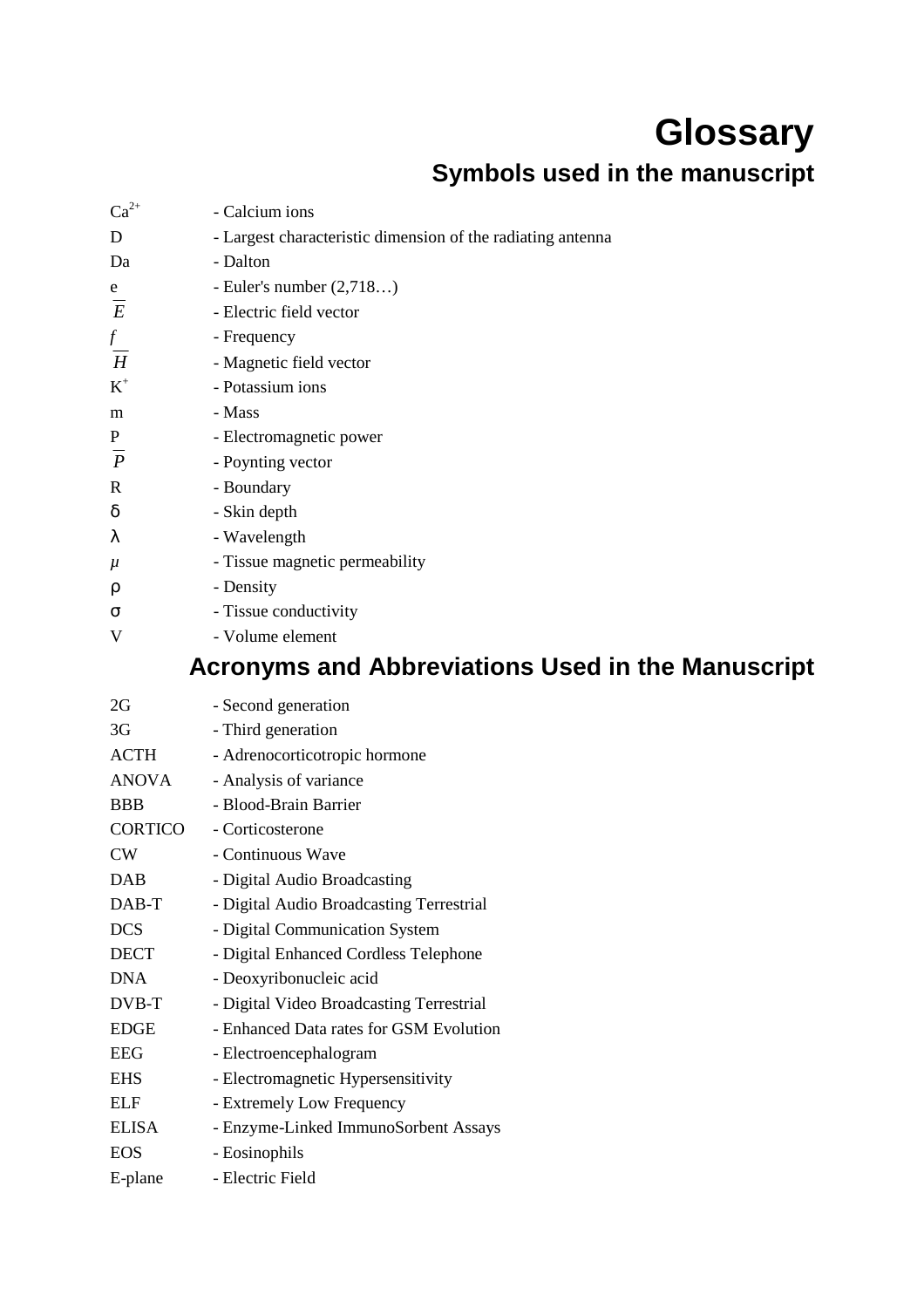# Glossary

## Symbols used in the manuscript

$Ca^{2+}$ - Calcium ions

D - Largest characteristic dimension of the radiating antenna

Da - Dalton

e - Euler's number (2,718…)

$\overline{E}$ - Electric field vector

$f$ - Frequency

$\overline{H}$ - Magnetic field vector

$K^{+}$ - Potassium ions

m - Mass

P - Electromagnetic power

$\overline{P}$ - Poynting vector

R - Boundary

$\delta$ - Skin depth

$\lambda$ - Wavelength

$\mu$ - Tissue magnetic permeability

$\rho$ - Density

$\sigma$ - Tissue conductivity

V - Volume element

## Acronyms and Abbreviations Used in the Manuscript

2G - Second generation

3G - Third generation

ACTH - Adrenocorticotropic hormone

ANOVA - Analysis of variance

BBB - Blood-Brain Barrier

CORTICO - Corticosterone

CW - Continuous Wave

DAB - Digital Audio Broadcasting

DAB-T - Digital Audio Broadcasting Terrestrial

DCS - Digital Communication System

DECT - Digital Enhanced Cordless Telephone

DNA - Deoxyribonucleic acid

DVB-T - Digital Video Broadcasting Terrestrial

EDGE - Enhanced Data rates for GSM Evolution

EEG - Electroencephalogram

EHS - Electromagnetic Hypersensitivity

ELF - Extremely Low Frequency

ELISA - Enzyme-Linked ImmunoSorbent Assays

EOS - Eosinophils

E-plane - Electric Field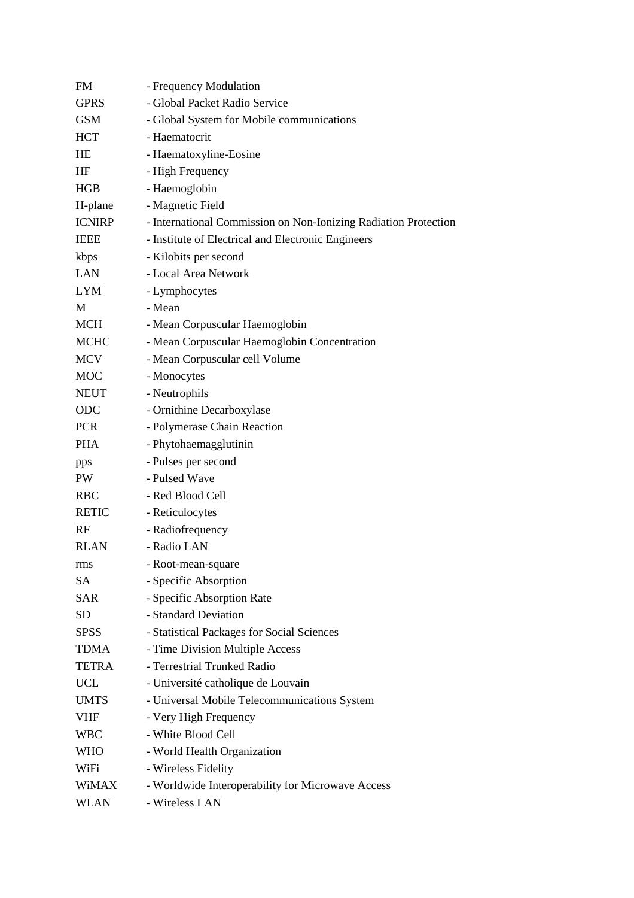| | |
|---|---|
| FM | - Frequency Modulation |
| GPRS | - Global Packet Radio Service |
| GSM | - Global System for Mobile communications |
| HCT | - Haematocrit |
| HE | - Haematoxyline-Eosine |
| HF | - High Frequency |
| HGB | - Haemoglobin |
| H-plane | - Magnetic Field |
| ICNIRP | - International Commission on Non-Ionizing Radiation Protection |
| IEEE | - Institute of Electrical and Electronic Engineers |
| kbps | - Kilobits per second |
| LAN | - Local Area Network |
| LYM | - Lymphocytes |
| M | - Mean |
| MCH | - Mean Corpuscular Haemoglobin |
| MCHC | - Mean Corpuscular Haemoglobin Concentration |
| MCV | - Mean Corpuscular cell Volume |
| MOC | - Monocytes |
| NEUT | - Neutrophils |
| ODC | - Ornithine Decarboxylase |
| PCR | - Polymerase Chain Reaction |
| PHA | - Phytohaemagglutinin |
| pps | - Pulses per second |
| PW | - Pulsed Wave |
| RBC | - Red Blood Cell |
| RETIC | - Reticulocytes |
| RF | - Radiofrequency |
| RLAN | - Radio LAN |
| rms | - Root-mean-square |
| SA | - Specific Absorption |
| SAR | - Specific Absorption Rate |
| SD | - Standard Deviation |
| SPSS | - Statistical Packages for Social Sciences |
| TDMA | - Time Division Multiple Access |
| TETRA | - Terrestrial Trunked Radio |
| UCL | - Université catholique de Louvain |
| UMTS | - Universal Mobile Telecommunications System |
| VHF | - Very High Frequency |
| WBC | - White Blood Cell |
| WHO | - World Health Organization |
| WiFi | - Wireless Fidelity |
| WiMAX | - Worldwide Interoperability for Microwave Access |
| WLAN | - Wireless LAN |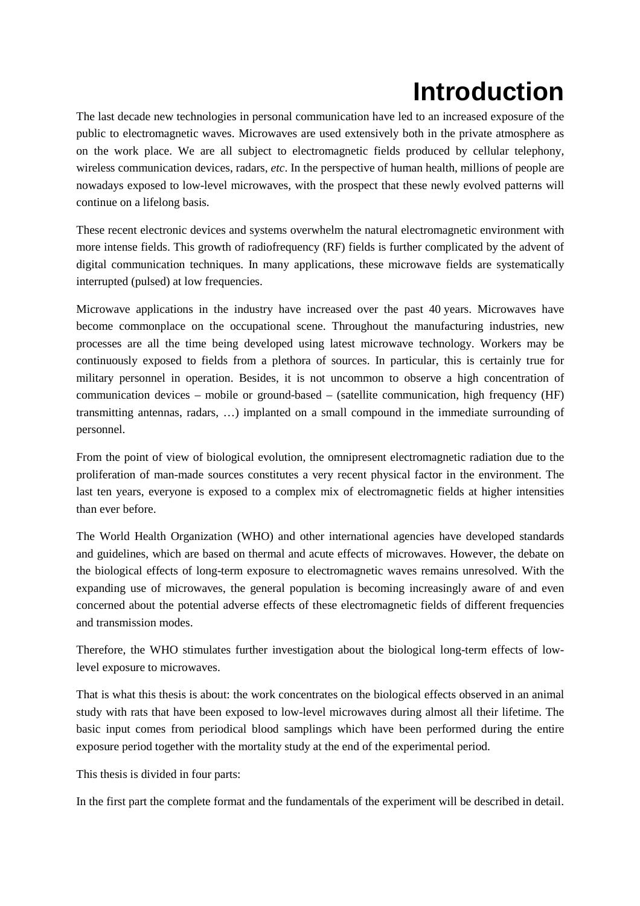# Introduction

The last decade new technologies in personal communication have led to an increased exposure of the public to electromagnetic waves. Microwaves are used extensively both in the private atmosphere as on the work place. We are all subject to electromagnetic fields produced by cellular telephony, wireless communication devices, radars, *etc*. In the perspective of human health, millions of people are nowadays exposed to low-level microwaves, with the prospect that these newly evolved patterns will continue on a lifelong basis.

These recent electronic devices and systems overwhelm the natural electromagnetic environment with more intense fields. This growth of radiofrequency (RF) fields is further complicated by the advent of digital communication techniques. In many applications, these microwave fields are systematically interrupted (pulsed) at low frequencies.

Microwave applications in the industry have increased over the past 40 years. Microwaves have become commonplace on the occupational scene. Throughout the manufacturing industries, new processes are all the time being developed using latest microwave technology. Workers may be continuously exposed to fields from a plethora of sources. In particular, this is certainly true for military personnel in operation. Besides, it is not uncommon to observe a high concentration of communication devices – mobile or ground-based – (satellite communication, high frequency (HF) transmitting antennas, radars, …) implanted on a small compound in the immediate surrounding of personnel.

From the point of view of biological evolution, the omnipresent electromagnetic radiation due to the proliferation of man-made sources constitutes a very recent physical factor in the environment. The last ten years, everyone is exposed to a complex mix of electromagnetic fields at higher intensities than ever before.

The World Health Organization (WHO) and other international agencies have developed standards and guidelines, which are based on thermal and acute effects of microwaves. However, the debate on the biological effects of long-term exposure to electromagnetic waves remains unresolved. With the expanding use of microwaves, the general population is becoming increasingly aware of and even concerned about the potential adverse effects of these electromagnetic fields of different frequencies and transmission modes.

Therefore, the WHO stimulates further investigation about the biological long-term effects of low-level exposure to microwaves.

That is what this thesis is about: the work concentrates on the biological effects observed in an animal study with rats that have been exposed to low-level microwaves during almost all their lifetime. The basic input comes from periodical blood samplings which have been performed during the entire exposure period together with the mortality study at the end of the experimental period.

This thesis is divided in four parts:

In the first part the complete format and the fundamentals of the experiment will be described in detail.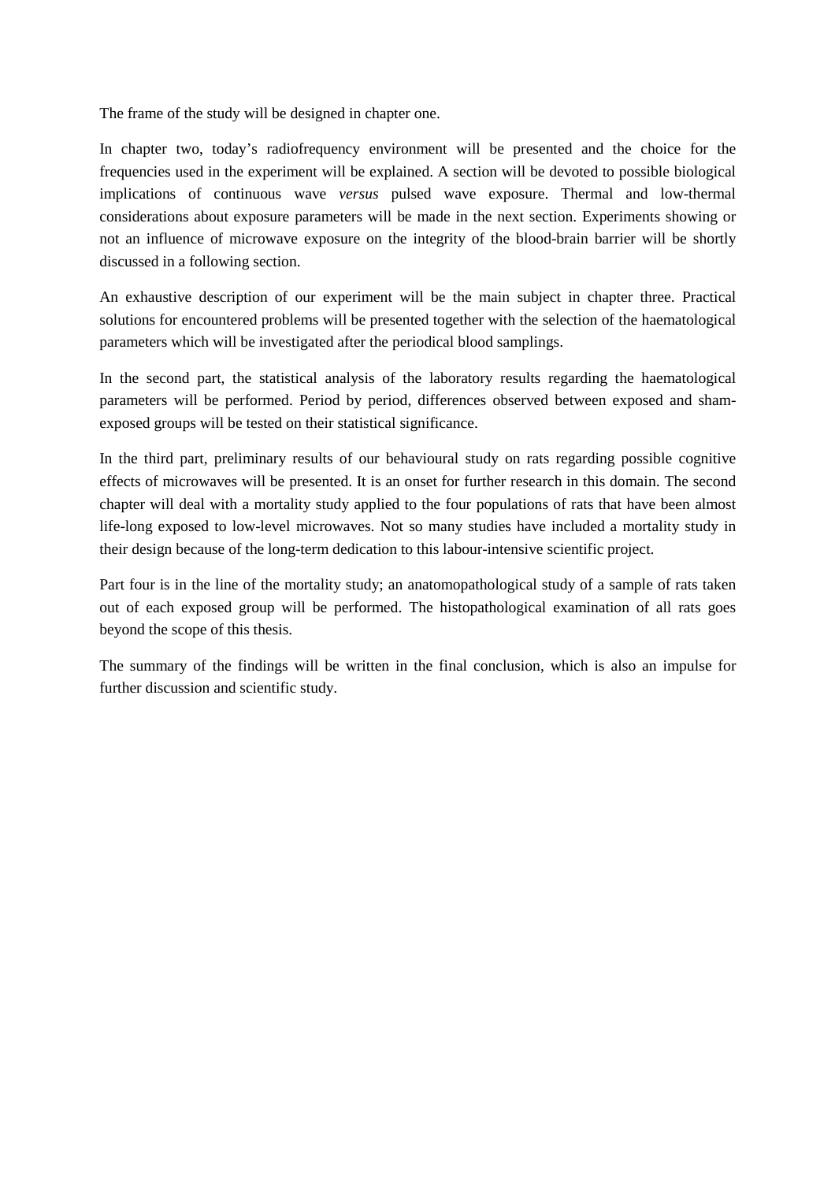The frame of the study will be designed in chapter one.

In chapter two, today's radiofrequency environment will be presented and the choice for the frequencies used in the experiment will be explained. A section will be devoted to possible biological implications of continuous wave *versus* pulsed wave exposure. Thermal and low-thermal considerations about exposure parameters will be made in the next section. Experiments showing or not an influence of microwave exposure on the integrity of the blood-brain barrier will be shortly discussed in a following section.

An exhaustive description of our experiment will be the main subject in chapter three. Practical solutions for encountered problems will be presented together with the selection of the haematological parameters which will be investigated after the periodical blood samplings.

In the second part, the statistical analysis of the laboratory results regarding the haematological parameters will be performed. Period by period, differences observed between exposed and sham-exposed groups will be tested on their statistical significance.

In the third part, preliminary results of our behavioural study on rats regarding possible cognitive effects of microwaves will be presented. It is an onset for further research in this domain. The second chapter will deal with a mortality study applied to the four populations of rats that have been almost life-long exposed to low-level microwaves. Not so many studies have included a mortality study in their design because of the long-term dedication to this labour-intensive scientific project.

Part four is in the line of the mortality study; an anatomopathological study of a sample of rats taken out of each exposed group will be performed. The histopathological examination of all rats goes beyond the scope of this thesis.

The summary of the findings will be written in the final conclusion, which is also an impulse for further discussion and scientific study.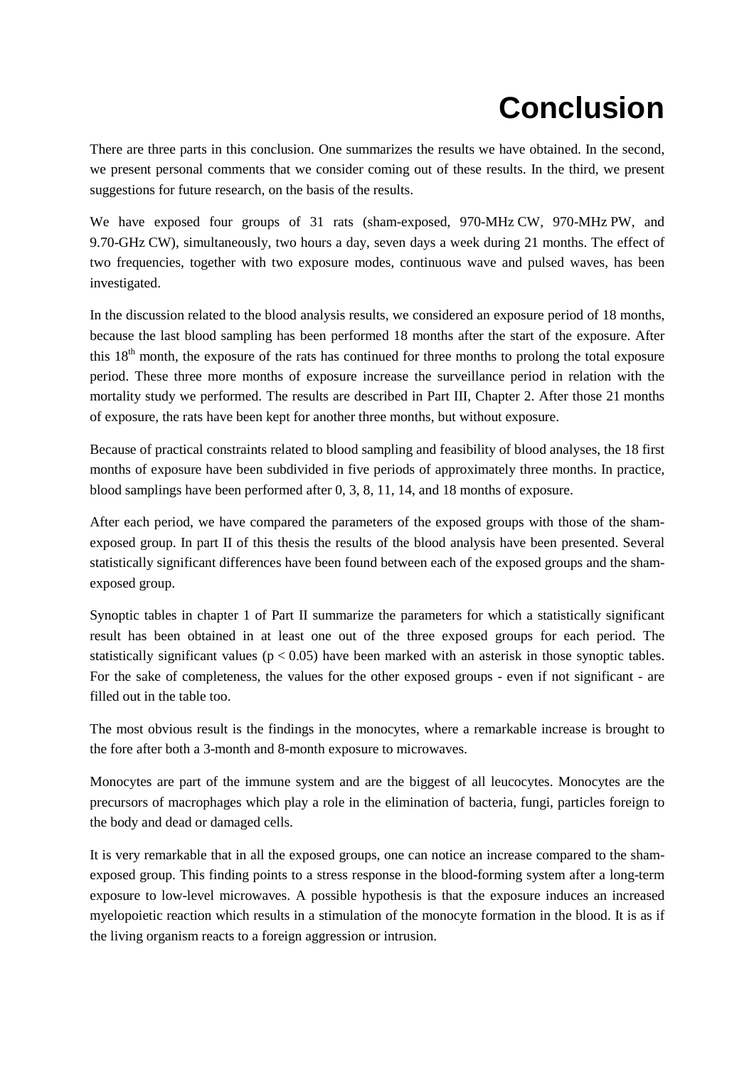# Conclusion

There are three parts in this conclusion. One summarizes the results we have obtained. In the second, we present personal comments that we consider coming out of these results. In the third, we present suggestions for future research, on the basis of the results.

We have exposed four groups of 31 rats (sham-exposed, 970-MHz CW, 970-MHz PW, and 9.70-GHz CW), simultaneously, two hours a day, seven days a week during 21 months. The effect of two frequencies, together with two exposure modes, continuous wave and pulsed waves, has been investigated.

In the discussion related to the blood analysis results, we considered an exposure period of 18 months, because the last blood sampling has been performed 18 months after the start of the exposure. After this 18th month, the exposure of the rats has continued for three months to prolong the total exposure period. These three more months of exposure increase the surveillance period in relation with the mortality study we performed. The results are described in Part III, Chapter 2. After those 21 months of exposure, the rats have been kept for another three months, but without exposure.

Because of practical constraints related to blood sampling and feasibility of blood analyses, the 18 first months of exposure have been subdivided in five periods of approximately three months. In practice, blood samplings have been performed after 0, 3, 8, 11, 14, and 18 months of exposure.

After each period, we have compared the parameters of the exposed groups with those of the sham-exposed group. In part II of this thesis the results of the blood analysis have been presented. Several statistically significant differences have been found between each of the exposed groups and the sham-exposed group.

Synoptic tables in chapter 1 of Part II summarize the parameters for which a statistically significant result has been obtained in at least one out of the three exposed groups for each period. The statistically significant values ($p < 0.05$) have been marked with an asterisk in those synoptic tables. For the sake of completeness, the values for the other exposed groups - even if not significant - are filled out in the table too.

The most obvious result is the findings in the monocytes, where a remarkable increase is brought to the fore after both a 3-month and 8-month exposure to microwaves.

Monocytes are part of the immune system and are the biggest of all leucocytes. Monocytes are the precursors of macrophages which play a role in the elimination of bacteria, fungi, particles foreign to the body and dead or damaged cells.

It is very remarkable that in all the exposed groups, one can notice an increase compared to the sham-exposed group. This finding points to a stress response in the blood-forming system after a long-term exposure to low-level microwaves. A possible hypothesis is that the exposure induces an increased myelopoietic reaction which results in a stimulation of the monocyte formation in the blood. It is as if the living organism reacts to a foreign aggression or intrusion.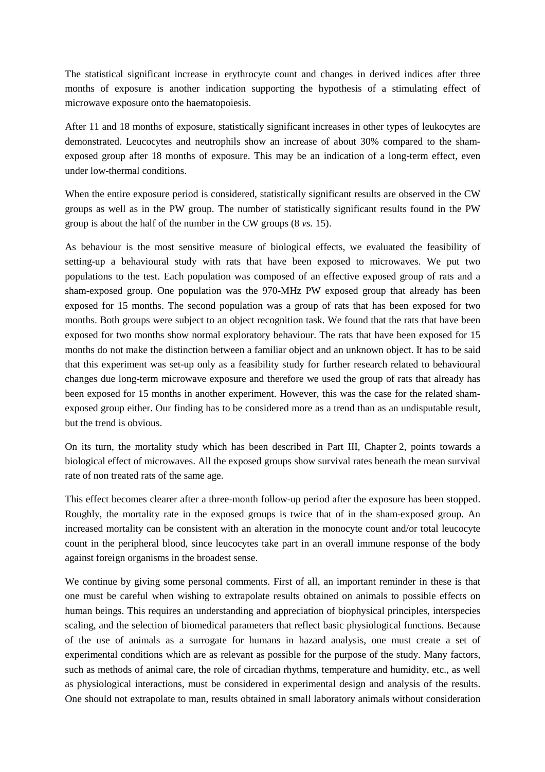The statistical significant increase in erythrocyte count and changes in derived indices after three months of exposure is another indication supporting the hypothesis of a stimulating effect of microwave exposure onto the haematopoiesis.

After 11 and 18 months of exposure, statistically significant increases in other types of leukocytes are demonstrated. Leucocytes and neutrophils show an increase of about 30% compared to the sham-exposed group after 18 months of exposure. This may be an indication of a long-term effect, even under low-thermal conditions.

When the entire exposure period is considered, statistically significant results are observed in the CW groups as well as in the PW group. The number of statistically significant results found in the PW group is about the half of the number in the CW groups (8 *vs.* 15).

As behaviour is the most sensitive measure of biological effects, we evaluated the feasibility of setting-up a behavioural study with rats that have been exposed to microwaves. We put two populations to the test. Each population was composed of an effective exposed group of rats and a sham-exposed group. One population was the 970-MHz PW exposed group that already has been exposed for 15 months. The second population was a group of rats that has been exposed for two months. Both groups were subject to an object recognition task. We found that the rats that have been exposed for two months show normal exploratory behaviour. The rats that have been exposed for 15 months do not make the distinction between a familiar object and an unknown object. It has to be said that this experiment was set-up only as a feasibility study for further research related to behavioural changes due long-term microwave exposure and therefore we used the group of rats that already has been exposed for 15 months in another experiment. However, this was the case for the related sham-exposed group either. Our finding has to be considered more as a trend than as an undisputable result, but the trend is obvious.

On its turn, the mortality study which has been described in Part III, Chapter 2, points towards a biological effect of microwaves. All the exposed groups show survival rates beneath the mean survival rate of non treated rats of the same age.

This effect becomes clearer after a three-month follow-up period after the exposure has been stopped. Roughly, the mortality rate in the exposed groups is twice that of in the sham-exposed group. An increased mortality can be consistent with an alteration in the monocyte count and/or total leucocyte count in the peripheral blood, since leucocytes take part in an overall immune response of the body against foreign organisms in the broadest sense.

We continue by giving some personal comments. First of all, an important reminder in these is that one must be careful when wishing to extrapolate results obtained on animals to possible effects on human beings. This requires an understanding and appreciation of biophysical principles, interspecies scaling, and the selection of biomedical parameters that reflect basic physiological functions. Because of the use of animals as a surrogate for humans in hazard analysis, one must create a set of experimental conditions which are as relevant as possible for the purpose of the study. Many factors, such as methods of animal care, the role of circadian rhythms, temperature and humidity, etc., as well as physiological interactions, must be considered in experimental design and analysis of the results. One should not extrapolate to man, results obtained in small laboratory animals without consideration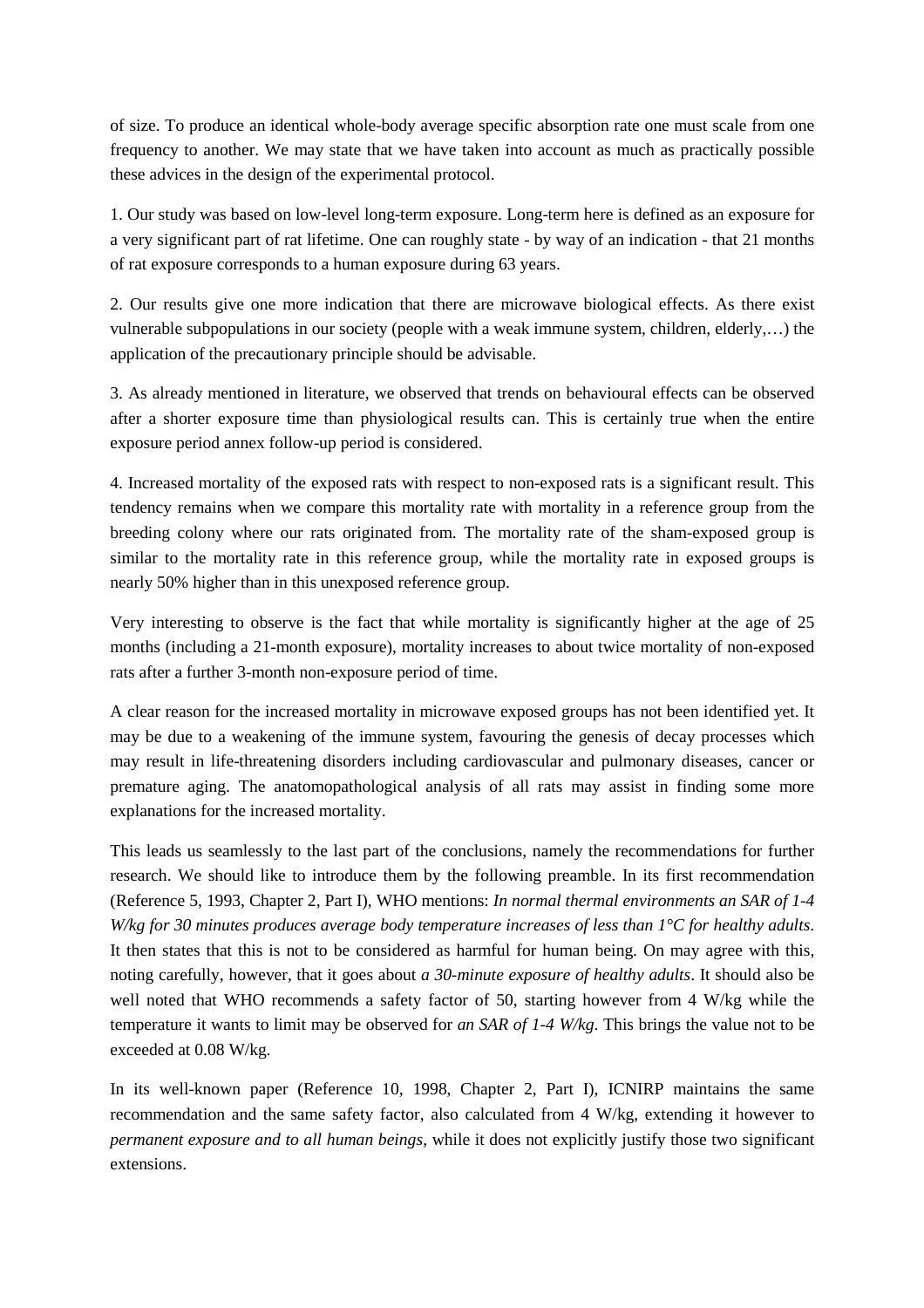of size. To produce an identical whole-body average specific absorption rate one must scale from one frequency to another. We may state that we have taken into account as much as practically possible these advices in the design of the experimental protocol.

1. Our study was based on low-level long-term exposure. Long-term here is defined as an exposure for a very significant part of rat lifetime. One can roughly state - by way of an indication - that 21 months of rat exposure corresponds to a human exposure during 63 years.

2. Our results give one more indication that there are microwave biological effects. As there exist vulnerable subpopulations in our society (people with a weak immune system, children, elderly,…) the application of the precautionary principle should be advisable.

3. As already mentioned in literature, we observed that trends on behavioural effects can be observed after a shorter exposure time than physiological results can. This is certainly true when the entire exposure period annex follow-up period is considered.

4. Increased mortality of the exposed rats with respect to non-exposed rats is a significant result. This tendency remains when we compare this mortality rate with mortality in a reference group from the breeding colony where our rats originated from. The mortality rate of the sham-exposed group is similar to the mortality rate in this reference group, while the mortality rate in exposed groups is nearly 50% higher than in this unexposed reference group.

Very interesting to observe is the fact that while mortality is significantly higher at the age of 25 months (including a 21-month exposure), mortality increases to about twice mortality of non-exposed rats after a further 3-month non-exposure period of time.

A clear reason for the increased mortality in microwave exposed groups has not been identified yet. It may be due to a weakening of the immune system, favouring the genesis of decay processes which may result in life-threatening disorders including cardiovascular and pulmonary diseases, cancer or premature aging. The anatomopathological analysis of all rats may assist in finding some more explanations for the increased mortality.

This leads us seamlessly to the last part of the conclusions, namely the recommendations for further research. We should like to introduce them by the following preamble. In its first recommendation (Reference 5, 1993, Chapter 2, Part I), WHO mentions: *In normal thermal environments an SAR of 1-4 W/kg for 30 minutes produces average body temperature increases of less than 1°C for healthy adults*. It then states that this is not to be considered as harmful for human being. On may agree with this, noting carefully, however, that it goes about *a 30-minute exposure of healthy adults*. It should also be well noted that WHO recommends a safety factor of 50, starting however from 4 W/kg while the temperature it wants to limit may be observed for *an SAR of 1-4 W/kg*. This brings the value not to be exceeded at 0.08 W/kg.

In its well-known paper (Reference 10, 1998, Chapter 2, Part I), ICNIRP maintains the same recommendation and the same safety factor, also calculated from 4 W/kg, extending it however to *permanent exposure and to all human beings*, while it does not explicitly justify those two significant extensions.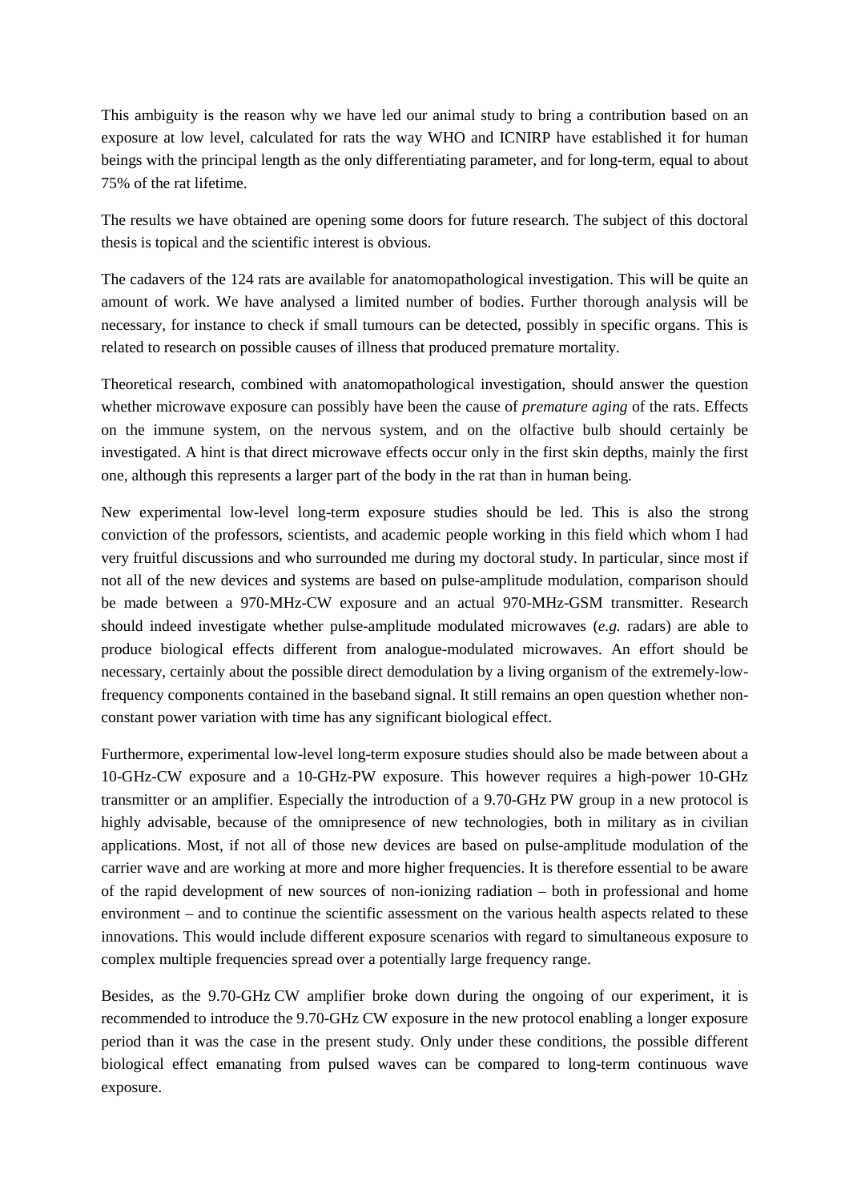This ambiguity is the reason why we have led our animal study to bring a contribution based on an exposure at low level, calculated for rats the way WHO and ICNIRP have established it for human beings with the principal length as the only differentiating parameter, and for long-term, equal to about 75% of the rat lifetime.

The results we have obtained are opening some doors for future research. The subject of this doctoral thesis is topical and the scientific interest is obvious.

The cadavers of the 124 rats are available for anatomopathological investigation. This will be quite an amount of work. We have analysed a limited number of bodies. Further thorough analysis will be necessary, for instance to check if small tumours can be detected, possibly in specific organs. This is related to research on possible causes of illness that produced premature mortality.

Theoretical research, combined with anatomopathological investigation, should answer the question whether microwave exposure can possibly have been the cause of *premature aging* of the rats. Effects on the immune system, on the nervous system, and on the olfactive bulb should certainly be investigated. A hint is that direct microwave effects occur only in the first skin depths, mainly the first one, although this represents a larger part of the body in the rat than in human being.

New experimental low-level long-term exposure studies should be led. This is also the strong conviction of the professors, scientists, and academic people working in this field which whom I had very fruitful discussions and who surrounded me during my doctoral study. In particular, since most if not all of the new devices and systems are based on pulse-amplitude modulation, comparison should be made between a 970-MHz-CW exposure and an actual 970-MHz-GSM transmitter. Research should indeed investigate whether pulse-amplitude modulated microwaves (*e.g.* radars) are able to produce biological effects different from analogue-modulated microwaves. An effort should be necessary, certainly about the possible direct demodulation by a living organism of the extremely-low-frequency components contained in the baseband signal. It still remains an open question whether non-constant power variation with time has any significant biological effect.

Furthermore, experimental low-level long-term exposure studies should also be made between about a 10-GHz-CW exposure and a 10-GHz-PW exposure. This however requires a high-power 10-GHz transmitter or an amplifier. Especially the introduction of a 9.70-GHz PW group in a new protocol is highly advisable, because of the omnipresence of new technologies, both in military as in civilian applications. Most, if not all of those new devices are based on pulse-amplitude modulation of the carrier wave and are working at more and more higher frequencies. It is therefore essential to be aware of the rapid development of new sources of non-ionizing radiation – both in professional and home environment – and to continue the scientific assessment on the various health aspects related to these innovations. This would include different exposure scenarios with regard to simultaneous exposure to complex multiple frequencies spread over a potentially large frequency range.

Besides, as the 9.70-GHz CW amplifier broke down during the ongoing of our experiment, it is recommended to introduce the 9.70-GHz CW exposure in the new protocol enabling a longer exposure period than it was the case in the present study. Only under these conditions, the possible different biological effect emanating from pulsed waves can be compared to long-term continuous wave exposure.